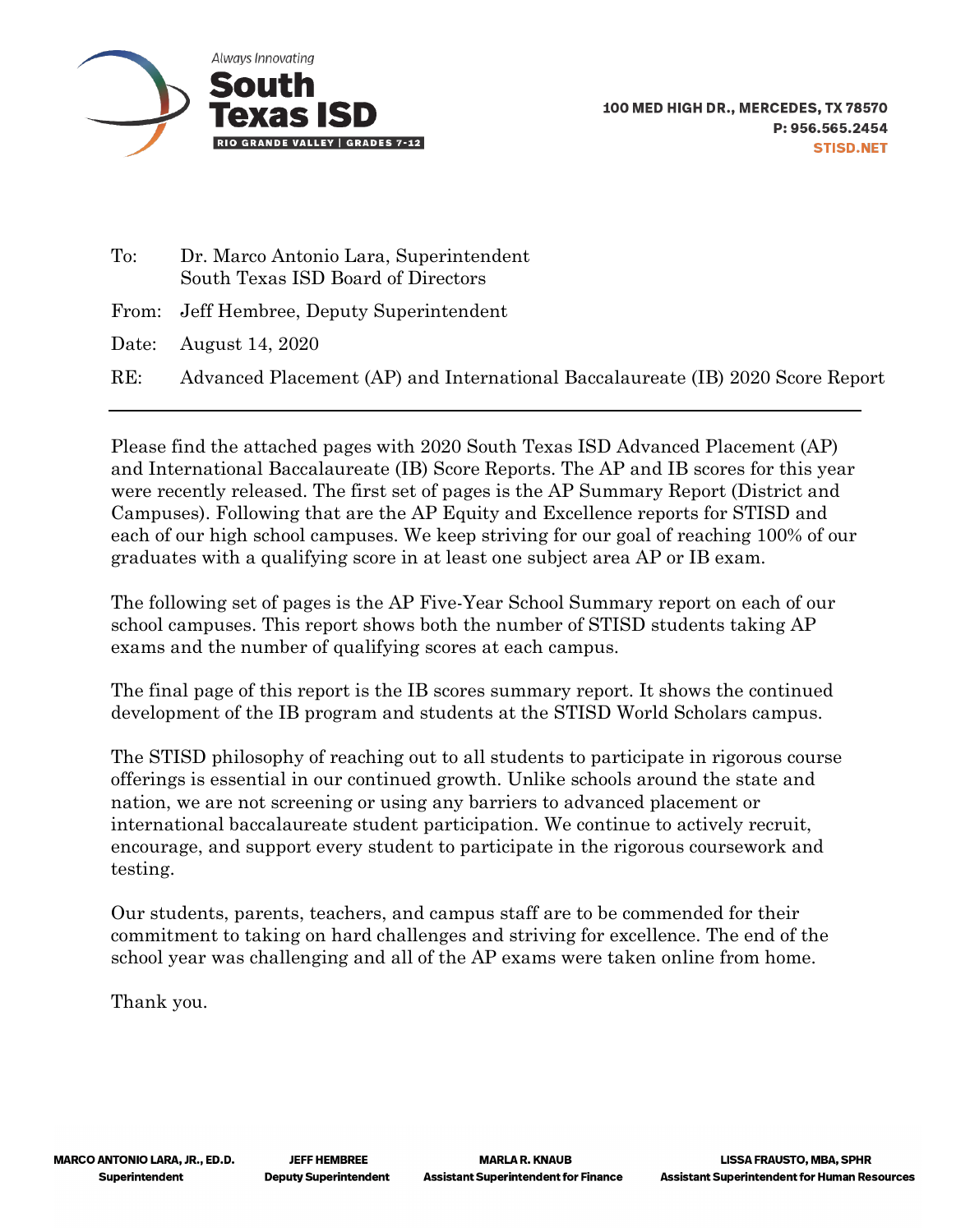Always Innovating

**South Texas ISD**

RIO GRANDE VALLEY | GRADES 7-12

**100 MED HIGH DR., MERCEDES, TX 78570**
**P: 956.565.2454**
**STISD.NET**

To: Dr. Marco Antonio Lara, Superintendent
South Texas ISD Board of Directors

From: Jeff Hembree, Deputy Superintendent

Date: August 14, 2020

RE: Advanced Placement (AP) and International Baccalaureate (IB) 2020 Score Report

---

Please find the attached pages with 2020 South Texas ISD Advanced Placement (AP) and International Baccalaureate (IB) Score Reports. The AP and IB scores for this year were recently released. The first set of pages is the AP Summary Report (District and Campuses). Following that are the AP Equity and Excellence reports for STISD and each of our high school campuses. We keep striving for our goal of reaching 100% of our graduates with a qualifying score in at least one subject area AP or IB exam.

The following set of pages is the AP Five-Year School Summary report on each of our school campuses. This report shows both the number of STISD students taking AP exams and the number of qualifying scores at each campus.

The final page of this report is the IB scores summary report. It shows the continued development of the IB program and students at the STISD World Scholars campus.

The STISD philosophy of reaching out to all students to participate in rigorous course offerings is essential in our continued growth. Unlike schools around the state and nation, we are not screening or using any barriers to advanced placement or international baccalaureate student participation. We continue to actively recruit, encourage, and support every student to participate in the rigorous coursework and testing.

Our students, parents, teachers, and campus staff are to be commended for their commitment to taking on hard challenges and striving for excellence. The end of the school year was challenging and all of the AP exams were taken online from home.

Thank you.

**MARCO ANTONIO LARA, JR., ED.D.**
**Superintendent**

**JEFF HEMBREE**
**Deputy Superintendent**

**MARLA R. KNAUB**
**Assistant Superintendent for Finance**

**LISSA FRAUSTO, MBA, SPHR**
**Assistant Superintendent for Human Resources**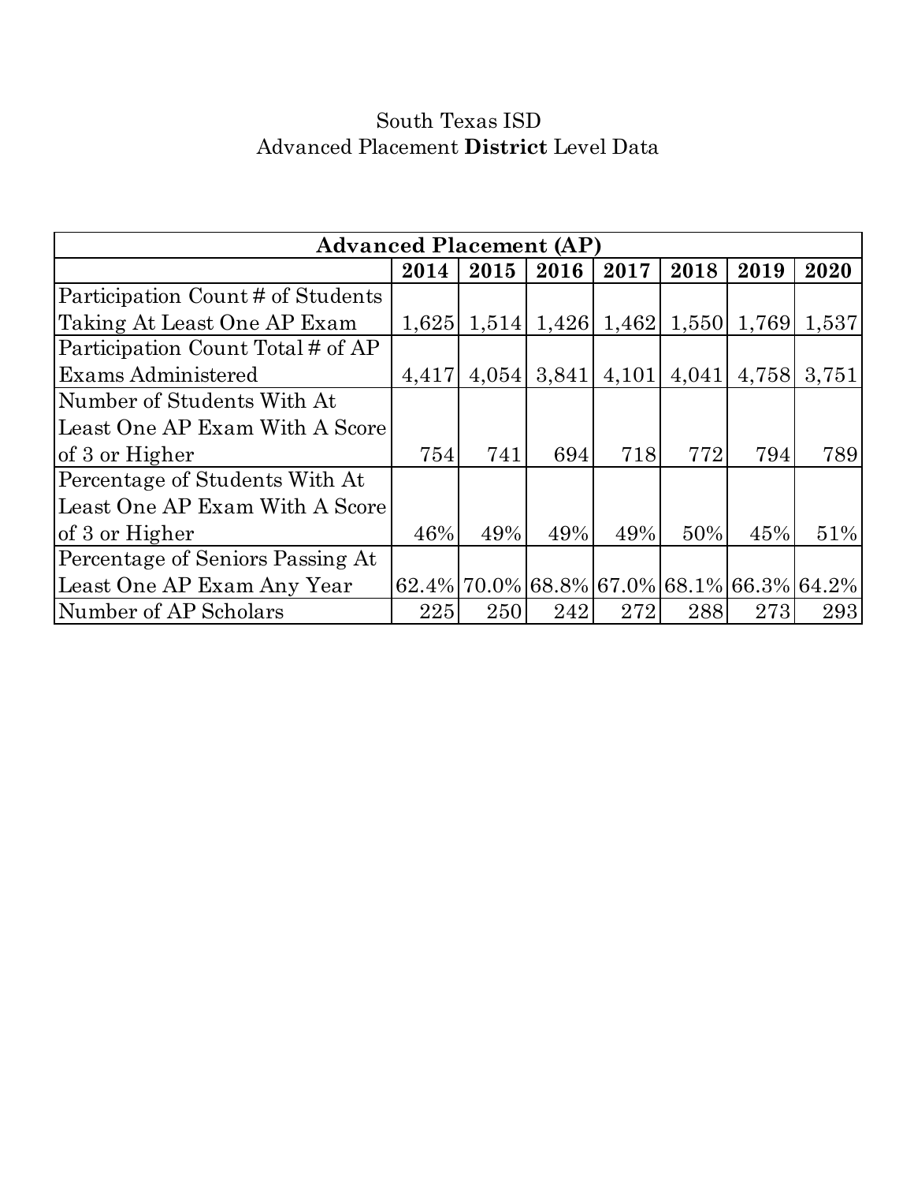South Texas ISD
Advanced Placement **District** Level Data

| Advanced Placement (AP) | | | | | | | |
|---|---|---|---|---|---|---|---|
| | **2014** | **2015** | **2016** | **2017** | **2018** | **2019** | **2020** |
| Participation Count # of Students Taking At Least One AP Exam | 1,625 | 1,514 | 1,426 | 1,462 | 1,550 | 1,769 | 1,537 |
| Participation Count Total # of AP Exams Administered | 4,417 | 4,054 | 3,841 | 4,101 | 4,041 | 4,758 | 3,751 |
| Number of Students With At Least One AP Exam With A Score of 3 or Higher | 754 | 741 | 694 | 718 | 772 | 794 | 789 |
| Percentage of Students With At Least One AP Exam With A Score of 3 or Higher | 46% | 49% | 49% | 49% | 50% | 45% | 51% |
| Percentage of Seniors Passing At Least One AP Exam Any Year | 62.4% | 70.0% | 68.8% | 67.0% | 68.1% | 66.3% | 64.2% |
| Number of AP Scholars | 225 | 250 | 242 | 272 | 288 | 273 | 293 |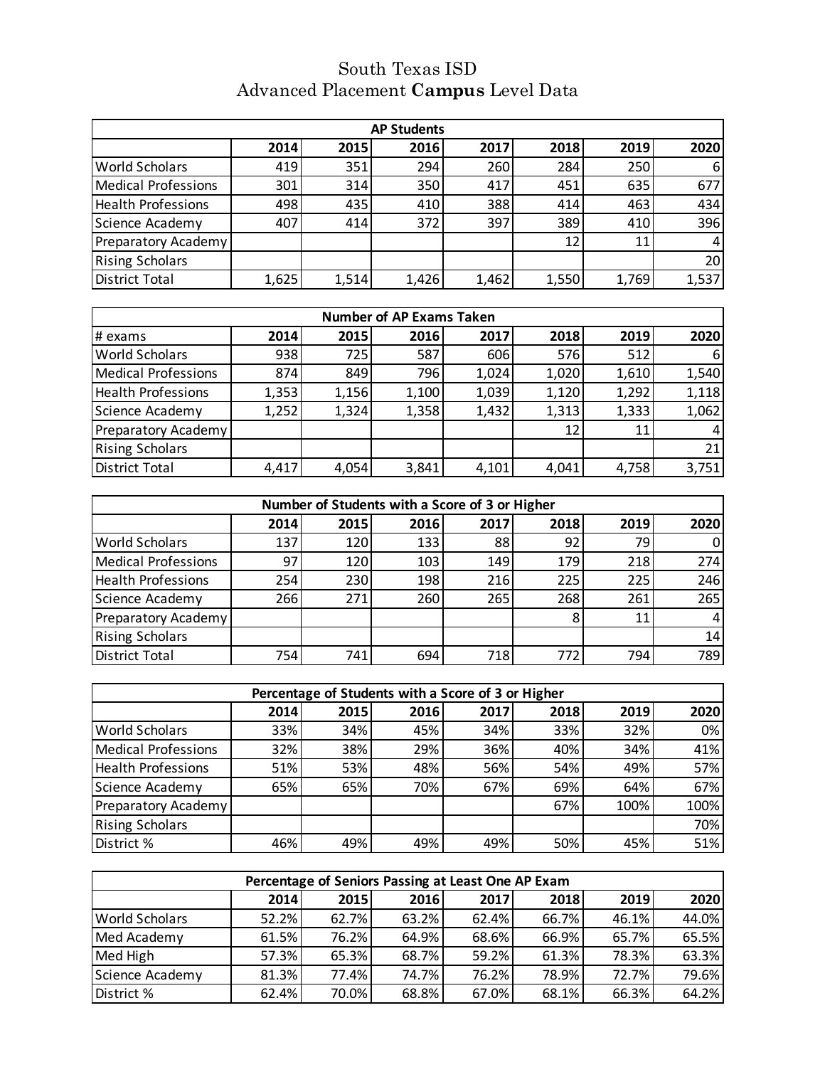# South Texas ISD
## Advanced Placement **Campus** Level Data

| AP Students | | | | | | | |
|---|---|---|---|---|---|---|---|
| | 2014 | 2015 | 2016 | 2017 | 2018 | 2019 | 2020 |
| World Scholars | 419 | 351 | 294 | 260 | 284 | 250 | 6 |
| Medical Professions | 301 | 314 | 350 | 417 | 451 | 635 | 677 |
| Health Professions | 498 | 435 | 410 | 388 | 414 | 463 | 434 |
| Science Academy | 407 | 414 | 372 | 397 | 389 | 410 | 396 |
| Preparatory Academy | | | | | 12 | 11 | 4 |
| Rising Scholars | | | | | | | 20 |
| District Total | 1,625 | 1,514 | 1,426 | 1,462 | 1,550 | 1,769 | 1,537 |

| Number of AP Exams Taken | | | | | | | |
|---|---|---|---|---|---|---|---|
| # exams | 2014 | 2015 | 2016 | 2017 | 2018 | 2019 | 2020 |
| World Scholars | 938 | 725 | 587 | 606 | 576 | 512 | 6 |
| Medical Professions | 874 | 849 | 796 | 1,024 | 1,020 | 1,610 | 1,540 |
| Health Professions | 1,353 | 1,156 | 1,100 | 1,039 | 1,120 | 1,292 | 1,118 |
| Science Academy | 1,252 | 1,324 | 1,358 | 1,432 | 1,313 | 1,333 | 1,062 |
| Preparatory Academy | | | | | 12 | 11 | 4 |
| Rising Scholars | | | | | | | 21 |
| District Total | 4,417 | 4,054 | 3,841 | 4,101 | 4,041 | 4,758 | 3,751 |

| Number of Students with a Score of 3 or Higher | | | | | | | |
|---|---|---|---|---|---|---|---|
| | 2014 | 2015 | 2016 | 2017 | 2018 | 2019 | 2020 |
| World Scholars | 137 | 120 | 133 | 88 | 92 | 79 | 0 |
| Medical Professions | 97 | 120 | 103 | 149 | 179 | 218 | 274 |
| Health Professions | 254 | 230 | 198 | 216 | 225 | 225 | 246 |
| Science Academy | 266 | 271 | 260 | 265 | 268 | 261 | 265 |
| Preparatory Academy | | | | | 8 | 11 | 4 |
| Rising Scholars | | | | | | | 14 |
| District Total | 754 | 741 | 694 | 718 | 772 | 794 | 789 |

| Percentage of Students with a Score of 3 or Higher | | | | | | | |
|---|---|---|---|---|---|---|---|
| | 2014 | 2015 | 2016 | 2017 | 2018 | 2019 | 2020 |
| World Scholars | 33% | 34% | 45% | 34% | 33% | 32% | 0% |
| Medical Professions | 32% | 38% | 29% | 36% | 40% | 34% | 41% |
| Health Professions | 51% | 53% | 48% | 56% | 54% | 49% | 57% |
| Science Academy | 65% | 65% | 70% | 67% | 69% | 64% | 67% |
| Preparatory Academy | | | | | 67% | 100% | 100% |
| Rising Scholars | | | | | | | 70% |
| District % | 46% | 49% | 49% | 49% | 50% | 45% | 51% |

| Percentage of Seniors Passing at Least One AP Exam | | | | | | | |
|---|---|---|---|---|---|---|---|
| | 2014 | 2015 | 2016 | 2017 | 2018 | 2019 | 2020 |
| World Scholars | 52.2% | 62.7% | 63.2% | 62.4% | 66.7% | 46.1% | 44.0% |
| Med Academy | 61.5% | 76.2% | 64.9% | 68.6% | 66.9% | 65.7% | 65.5% |
| Med High | 57.3% | 65.3% | 68.7% | 59.2% | 61.3% | 78.3% | 63.3% |
| Science Academy | 81.3% | 77.4% | 74.7% | 76.2% | 78.9% | 72.7% | 79.6% |
| District % | 62.4% | 70.0% | 68.8% | 67.0% | 68.1% | 66.3% | 64.2% |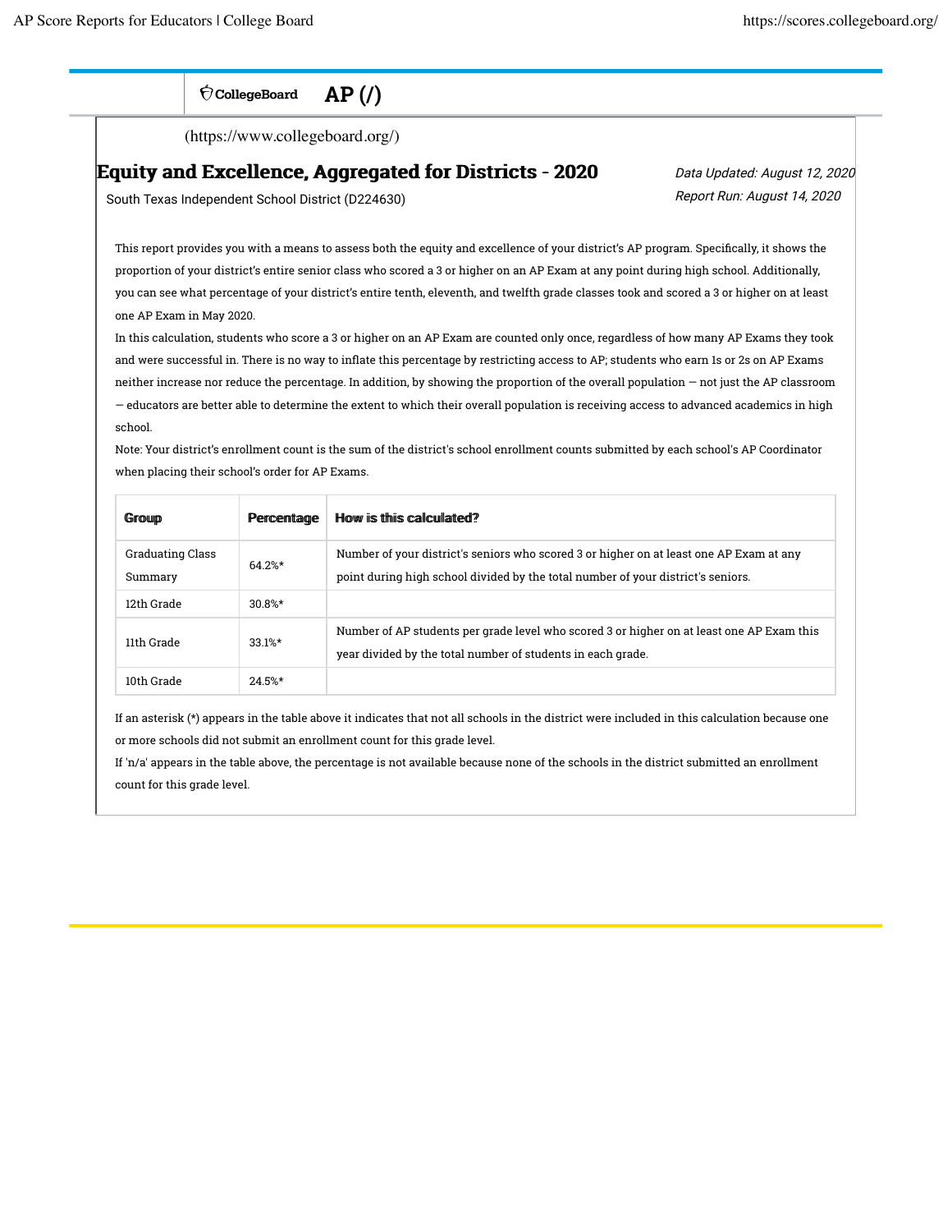CollegeBoard **AP (/)**

(https://www.collegeboard.org/)

# Equity and Excellence, Aggregated for Districts - 2020

South Texas Independent School District (D224630)

*Data Updated: August 12, 2020*
*Report Run: August 14, 2020*

This report provides you with a means to assess both the equity and excellence of your district's AP program. Specifically, it shows the proportion of your district's entire senior class who scored a 3 or higher on an AP Exam at any point during high school. Additionally, you can see what percentage of your district's entire tenth, eleventh, and twelfth grade classes took and scored a 3 or higher on at least one AP Exam in May 2020.

In this calculation, students who score a 3 or higher on an AP Exam are counted only once, regardless of how many AP Exams they took and were successful in. There is no way to inflate this percentage by restricting access to AP; students who earn 1s or 2s on AP Exams neither increase nor reduce the percentage. In addition, by showing the proportion of the overall population — not just the AP classroom — educators are better able to determine the extent to which their overall population is receiving access to advanced academics in high school.

Note: Your district's enrollment count is the sum of the district's school enrollment counts submitted by each school's AP Coordinator when placing their school's order for AP Exams.

| Group | Percentage | How is this calculated? |
|---|---|---|
| Graduating Class Summary | 64.2%* | Number of your district's seniors who scored 3 or higher on at least one AP Exam at any point during high school divided by the total number of your district's seniors. |
| 12th Grade | 30.8%* | |
| 11th Grade | 33.1%* | Number of AP students per grade level who scored 3 or higher on at least one AP Exam this year divided by the total number of students in each grade. |
| 10th Grade | 24.5%* | |

If an asterisk (*) appears in the table above it indicates that not all schools in the district were included in this calculation because one or more schools did not submit an enrollment count for this grade level.

If 'n/a' appears in the table above, the percentage is not available because none of the schools in the district submitted an enrollment count for this grade level.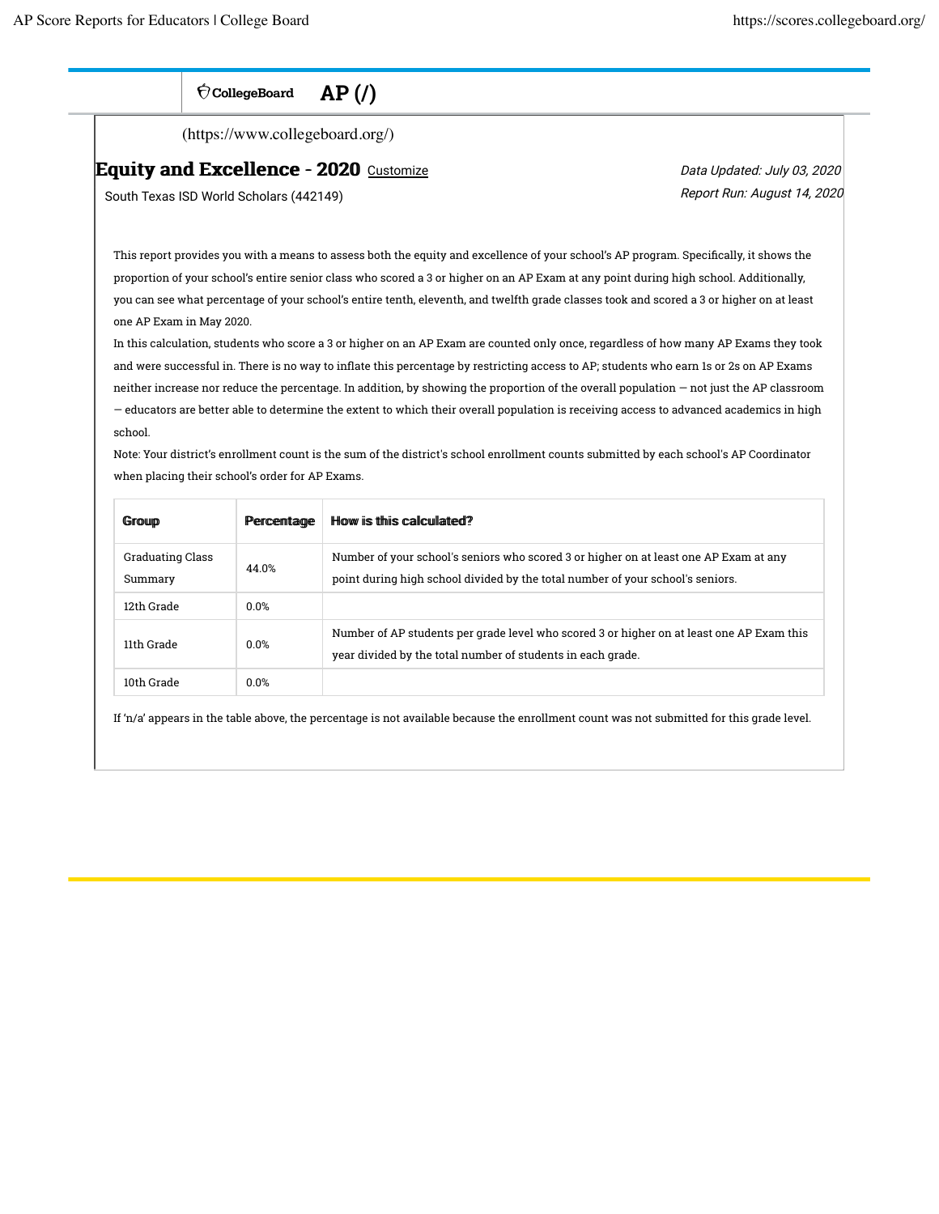CollegeBoard **AP (/)**

(https://www.collegeboard.org/)

## Equity and Excellence - 2020 Customize

South Texas ISD World Scholars (442149)

*Data Updated: July 03, 2020*

*Report Run: August 14, 2020*

This report provides you with a means to assess both the equity and excellence of your school's AP program. Specifically, it shows the proportion of your school's entire senior class who scored a 3 or higher on an AP Exam at any point during high school. Additionally, you can see what percentage of your school's entire tenth, eleventh, and twelfth grade classes took and scored a 3 or higher on at least one AP Exam in May 2020.

In this calculation, students who score a 3 or higher on an AP Exam are counted only once, regardless of how many AP Exams they took and were successful in. There is no way to inflate this percentage by restricting access to AP; students who earn 1s or 2s on AP Exams neither increase nor reduce the percentage. In addition, by showing the proportion of the overall population — not just the AP classroom — educators are better able to determine the extent to which their overall population is receiving access to advanced academics in high school.

Note: Your district's enrollment count is the sum of the district's school enrollment counts submitted by each school's AP Coordinator when placing their school's order for AP Exams.

| Group | Percentage | How is this calculated? |
| --- | --- | --- |
| Graduating Class Summary | 44.0% | Number of your school's seniors who scored 3 or higher on at least one AP Exam at any point during high school divided by the total number of your school's seniors. |
| 12th Grade | 0.0% | |
| 11th Grade | 0.0% | Number of AP students per grade level who scored 3 or higher on at least one AP Exam this year divided by the total number of students in each grade. |
| 10th Grade | 0.0% | |

If 'n/a' appears in the table above, the percentage is not available because the enrollment count was not submitted for this grade level.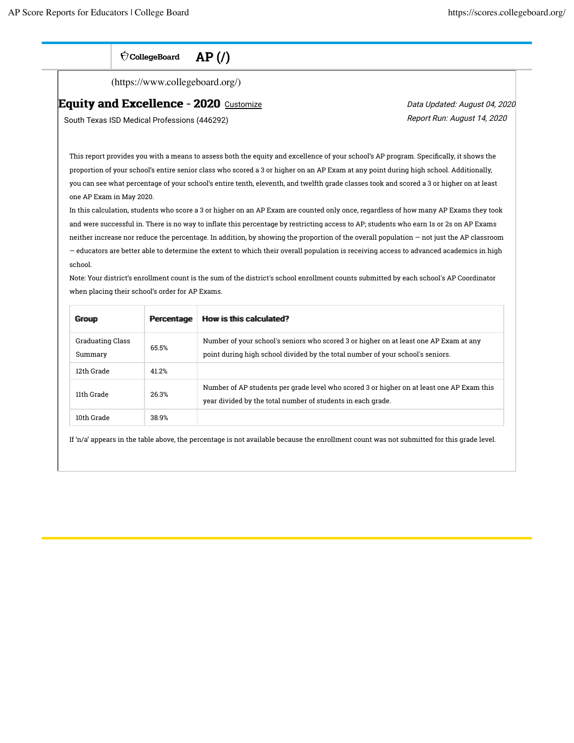CollegeBoard AP (/)

(https://www.collegeboard.org/)

## Equity and Excellence - 2020 Customize

South Texas ISD Medical Professions (446292)

*Data Updated: August 04, 2020*

*Report Run: August 14, 2020*

This report provides you with a means to assess both the equity and excellence of your school's AP program. Specifically, it shows the proportion of your school's entire senior class who scored a 3 or higher on an AP Exam at any point during high school. Additionally, you can see what percentage of your school's entire tenth, eleventh, and twelfth grade classes took and scored a 3 or higher on at least one AP Exam in May 2020.

In this calculation, students who score a 3 or higher on an AP Exam are counted only once, regardless of how many AP Exams they took and were successful in. There is no way to inflate this percentage by restricting access to AP; students who earn 1s or 2s on AP Exams neither increase nor reduce the percentage. In addition, by showing the proportion of the overall population — not just the AP classroom — educators are better able to determine the extent to which their overall population is receiving access to advanced academics in high school.

Note: Your district's enrollment count is the sum of the district's school enrollment counts submitted by each school's AP Coordinator when placing their school's order for AP Exams.

| Group | Percentage | How is this calculated? |
|---|---|---|
| Graduating Class Summary | 65.5% | Number of your school's seniors who scored 3 or higher on at least one AP Exam at any point during high school divided by the total number of your school's seniors. |
| 12th Grade | 41.2% | |
| 11th Grade | 26.3% | Number of AP students per grade level who scored 3 or higher on at least one AP Exam this year divided by the total number of students in each grade. |
| 10th Grade | 38.9% | |

If 'n/a' appears in the table above, the percentage is not available because the enrollment count was not submitted for this grade level.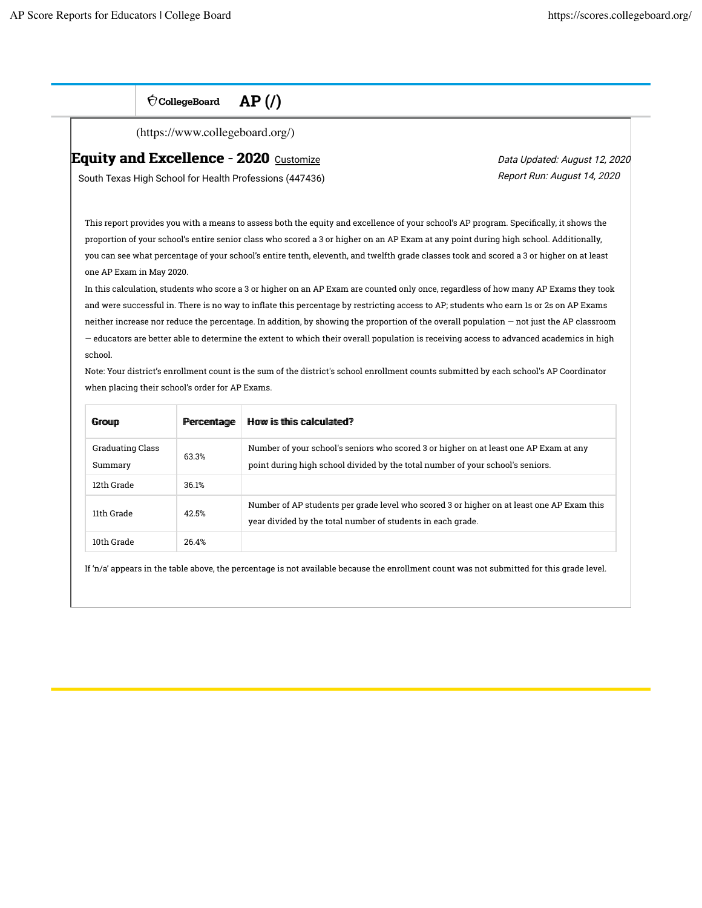CollegeBoard AP (/)

(https://www.collegeboard.org/)

## Equity and Excellence - 2020 Customize

South Texas High School for Health Professions (447436)

*Data Updated: August 12, 2020*
*Report Run: August 14, 2020*

This report provides you with a means to assess both the equity and excellence of your school's AP program. Specifically, it shows the proportion of your school's entire senior class who scored a 3 or higher on an AP Exam at any point during high school. Additionally, you can see what percentage of your school's entire tenth, eleventh, and twelfth grade classes took and scored a 3 or higher on at least one AP Exam in May 2020.

In this calculation, students who score a 3 or higher on an AP Exam are counted only once, regardless of how many AP Exams they took and were successful in. There is no way to inflate this percentage by restricting access to AP; students who earn 1s or 2s on AP Exams neither increase nor reduce the percentage. In addition, by showing the proportion of the overall population — not just the AP classroom — educators are better able to determine the extent to which their overall population is receiving access to advanced academics in high school.

Note: Your district's enrollment count is the sum of the district's school enrollment counts submitted by each school's AP Coordinator when placing their school's order for AP Exams.

| Group | Percentage | How is this calculated? |
|---|---|---|
| Graduating Class Summary | 63.3% | Number of your school's seniors who scored 3 or higher on at least one AP Exam at any point during high school divided by the total number of your school's seniors. |
| 12th Grade | 36.1% | |
| 11th Grade | 42.5% | Number of AP students per grade level who scored 3 or higher on at least one AP Exam this year divided by the total number of students in each grade. |
| 10th Grade | 26.4% | |

If 'n/a' appears in the table above, the percentage is not available because the enrollment count was not submitted for this grade level.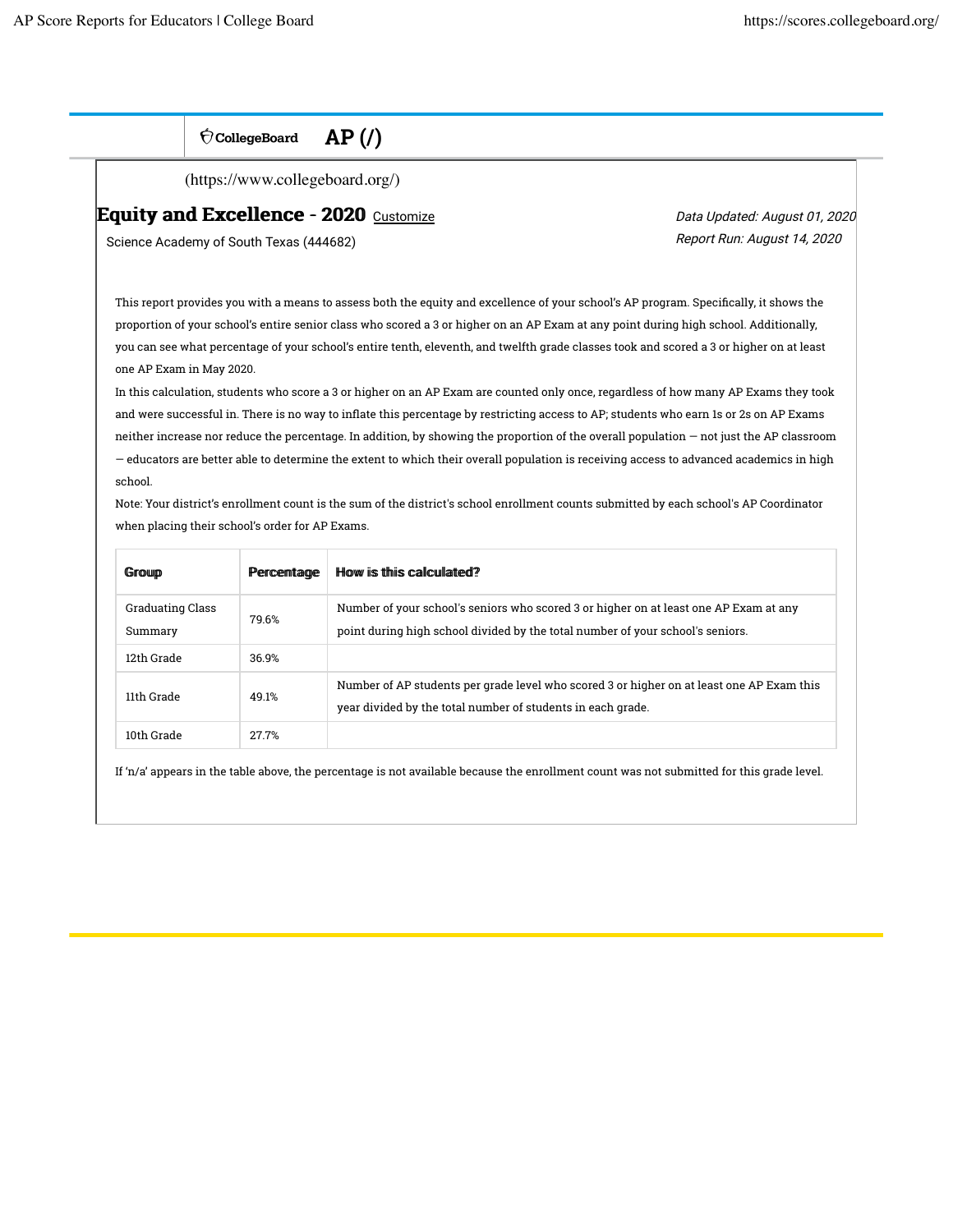CollegeBoard **AP (/)**

(https://www.collegeboard.org/)

## Equity and Excellence - 2020 Customize

Science Academy of South Texas (444682)

*Data Updated: August 01, 2020*
*Report Run: August 14, 2020*

This report provides you with a means to assess both the equity and excellence of your school's AP program. Specifically, it shows the proportion of your school's entire senior class who scored a 3 or higher on an AP Exam at any point during high school. Additionally, you can see what percentage of your school's entire tenth, eleventh, and twelfth grade classes took and scored a 3 or higher on at least one AP Exam in May 2020.

In this calculation, students who score a 3 or higher on an AP Exam are counted only once, regardless of how many AP Exams they took and were successful in. There is no way to inflate this percentage by restricting access to AP; students who earn 1s or 2s on AP Exams neither increase nor reduce the percentage. In addition, by showing the proportion of the overall population — not just the AP classroom — educators are better able to determine the extent to which their overall population is receiving access to advanced academics in high school.

Note: Your district's enrollment count is the sum of the district's school enrollment counts submitted by each school's AP Coordinator when placing their school's order for AP Exams.

| Group | Percentage | How is this calculated? |
|---|---|---|
| Graduating Class Summary | 79.6% | Number of your school's seniors who scored 3 or higher on at least one AP Exam at any point during high school divided by the total number of your school's seniors. |
| 12th Grade | 36.9% | |
| 11th Grade | 49.1% | Number of AP students per grade level who scored 3 or higher on at least one AP Exam this year divided by the total number of students in each grade. |
| 10th Grade | 27.7% | |

If 'n/a' appears in the table above, the percentage is not available because the enrollment count was not submitted for this grade level.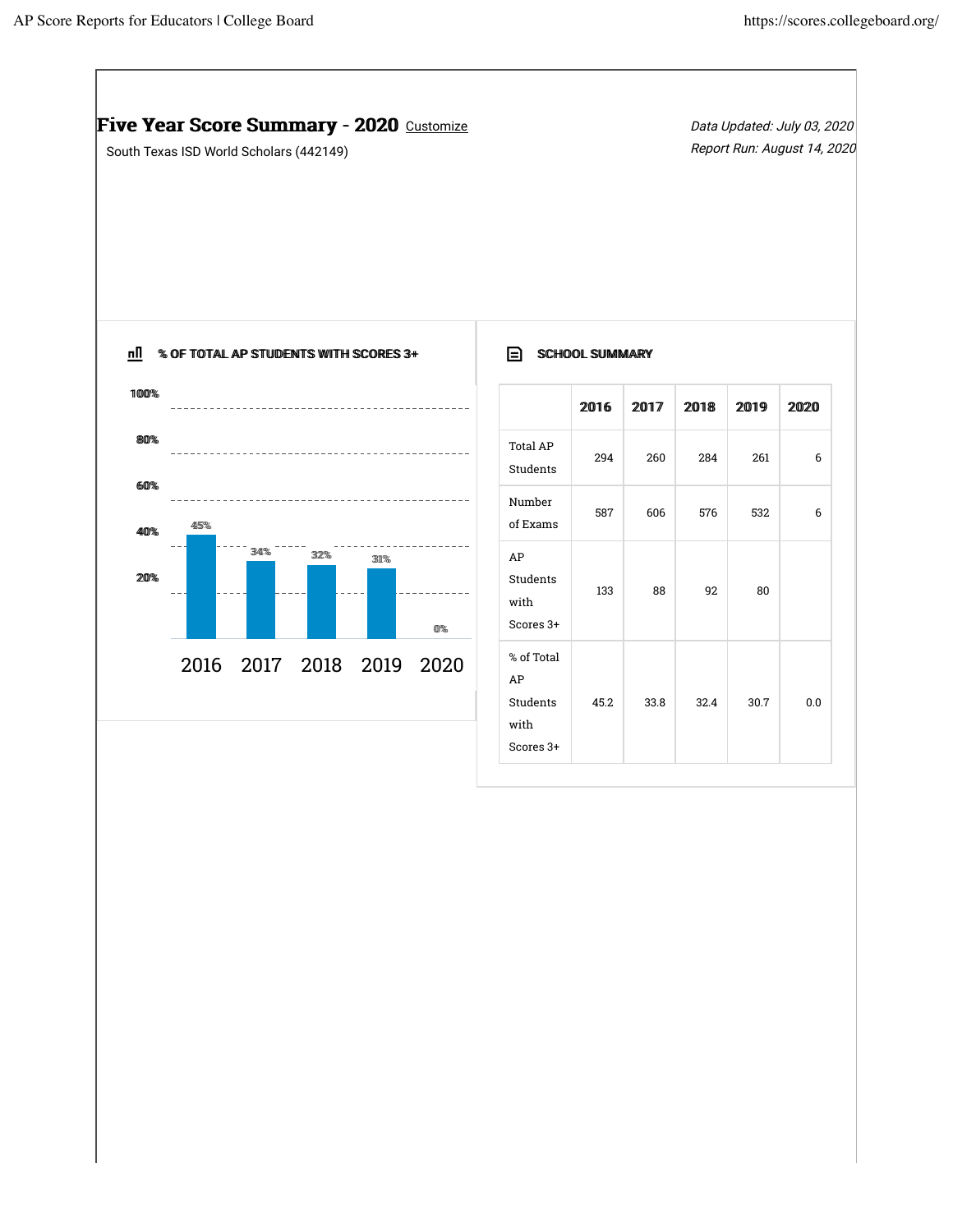# Five Year Score Summary - 2020 Customize

South Texas ISD World Scholars (442149)

*Data Updated: July 03, 2020*
*Report Run: August 14, 2020*

## % OF TOTAL AP STUDENTS WITH SCORES 3+

| 2016 | 2017 | 2018 | 2019 | 2020 |
|---|---|---|---|---|
| 45% | 34% | 32% | 31% | 0% |

## SCHOOL SUMMARY

| | 2016 | 2017 | 2018 | 2019 | 2020 |
|---|---|---|---|---|---|
| Total AP Students | 294 | 260 | 284 | 261 | 6 |
| Number of Exams | 587 | 606 | 576 | 532 | 6 |
| AP Students with Scores 3+ | 133 | 88 | 92 | 80 | |
| % of Total AP Students with Scores 3+ | 45.2 | 33.8 | 32.4 | 30.7 | 0.0 |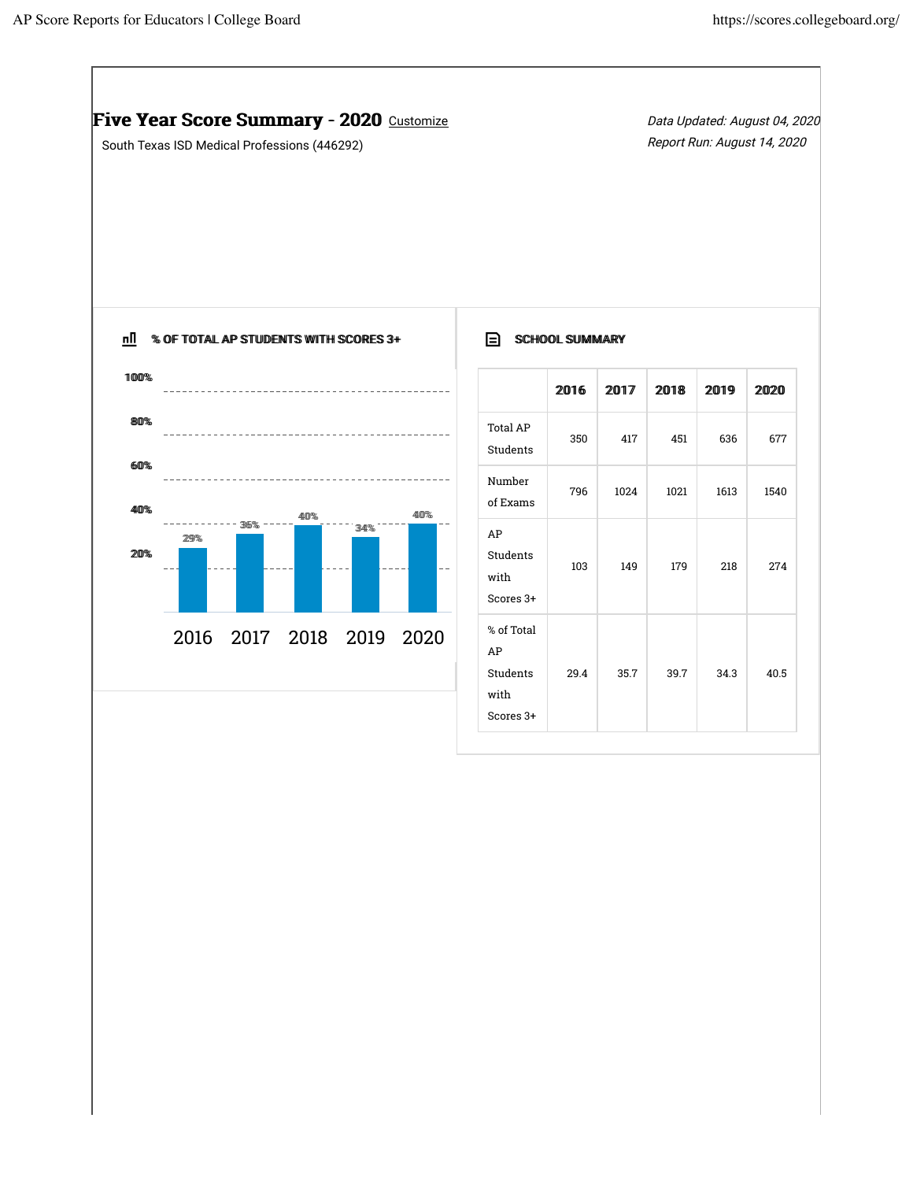## Five Year Score Summary - 2020 Customize

South Texas ISD Medical Professions (446292)

*Data Updated: August 04, 2020*

*Report Run: August 14, 2020*

### % OF TOTAL AP STUDENTS WITH SCORES 3+

| Year | % |
|---|---|
| 2016 | 29% |
| 2017 | 36% |
| 2018 | 40% |
| 2019 | 34% |
| 2020 | 40% |

### SCHOOL SUMMARY

| | 2016 | 2017 | 2018 | 2019 | 2020 |
|---|---|---|---|---|---|
| Total AP Students | 350 | 417 | 451 | 636 | 677 |
| Number of Exams | 796 | 1024 | 1021 | 1613 | 1540 |
| AP Students with Scores 3+ | 103 | 149 | 179 | 218 | 274 |
| % of Total AP Students with Scores 3+ | 29.4 | 35.7 | 39.7 | 34.3 | 40.5 |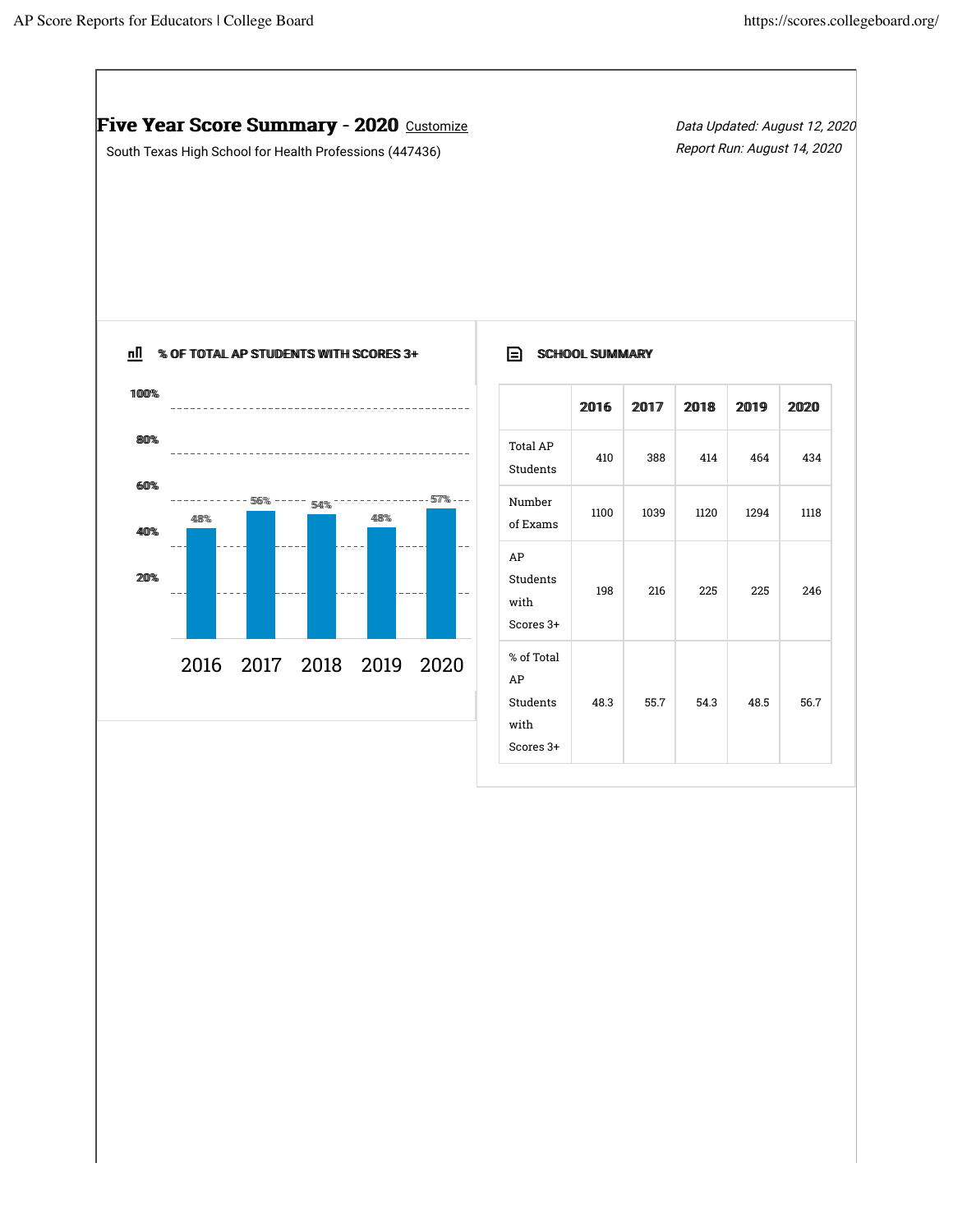## Five Year Score Summary - 2020 Customize

South Texas High School for Health Professions (447436)

*Data Updated: August 12, 2020*
*Report Run: August 14, 2020*

### % OF TOTAL AP STUDENTS WITH SCORES 3+

| Year | % |
|---|---|
| 2016 | 48% |
| 2017 | 56% |
| 2018 | 54% |
| 2019 | 48% |
| 2020 | 57% |

### SCHOOL SUMMARY

| | 2016 | 2017 | 2018 | 2019 | 2020 |
|---|---|---|---|---|---|
| Total AP Students | 410 | 388 | 414 | 464 | 434 |
| Number of Exams | 1100 | 1039 | 1120 | 1294 | 1118 |
| AP Students with Scores 3+ | 198 | 216 | 225 | 225 | 246 |
| % of Total AP Students with Scores 3+ | 48.3 | 55.7 | 54.3 | 48.5 | 56.7 |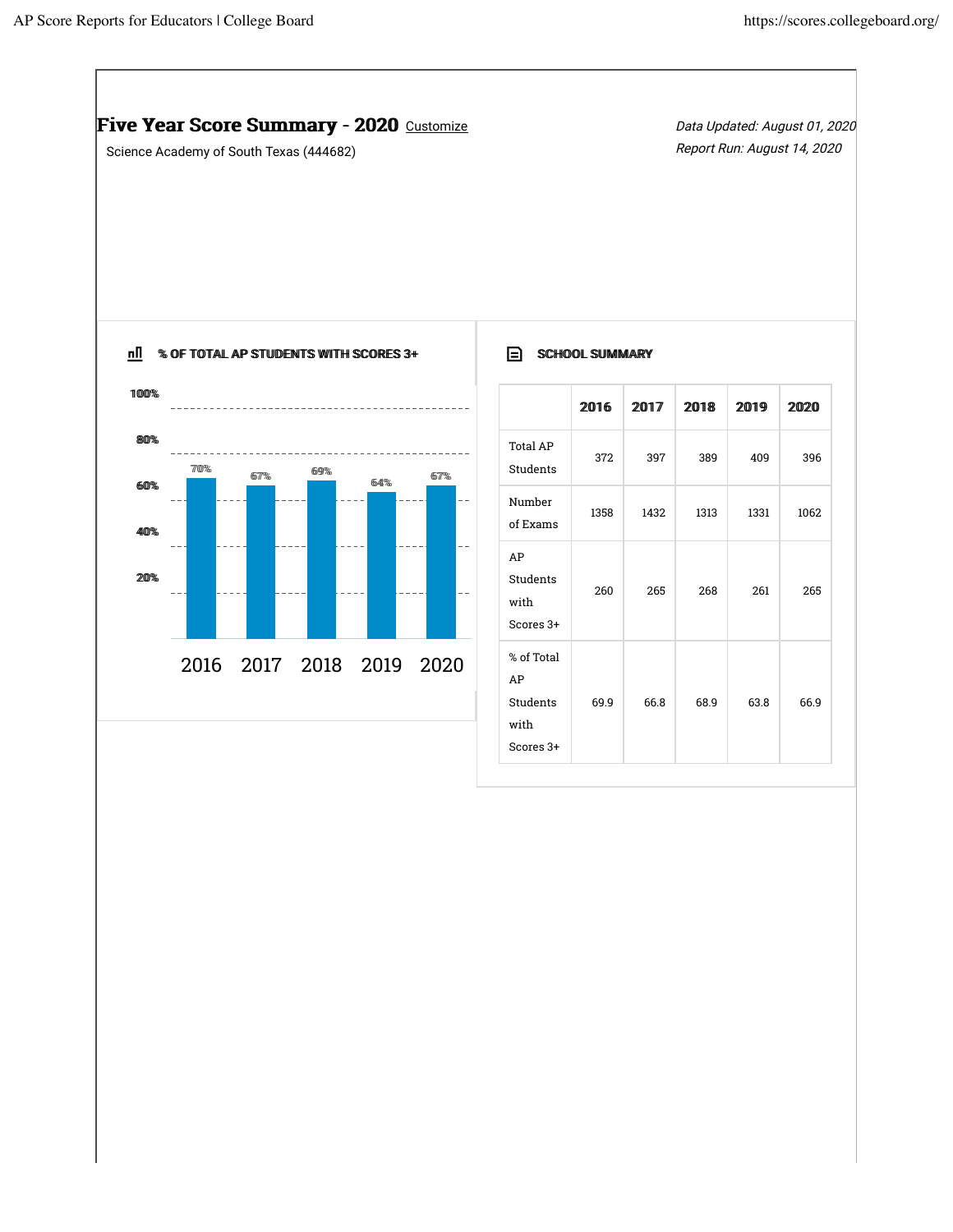# Five Year Score Summary - 2020 Customize

Science Academy of South Texas (444682)

*Data Updated: August 01, 2020*
*Report Run: August 14, 2020*

## % OF TOTAL AP STUDENTS WITH SCORES 3+

| Year | % |
|---|---|
| 2016 | 70% |
| 2017 | 67% |
| 2018 | 69% |
| 2019 | 64% |
| 2020 | 67% |

## SCHOOL SUMMARY

| | 2016 | 2017 | 2018 | 2019 | 2020 |
|---|---|---|---|---|---|
| Total AP Students | 372 | 397 | 389 | 409 | 396 |
| Number of Exams | 1358 | 1432 | 1313 | 1331 | 1062 |
| AP Students with Scores 3+ | 260 | 265 | 268 | 261 | 265 |
| % of Total AP Students with Scores 3+ | 69.9 | 66.8 | 68.9 | 63.8 | 66.9 |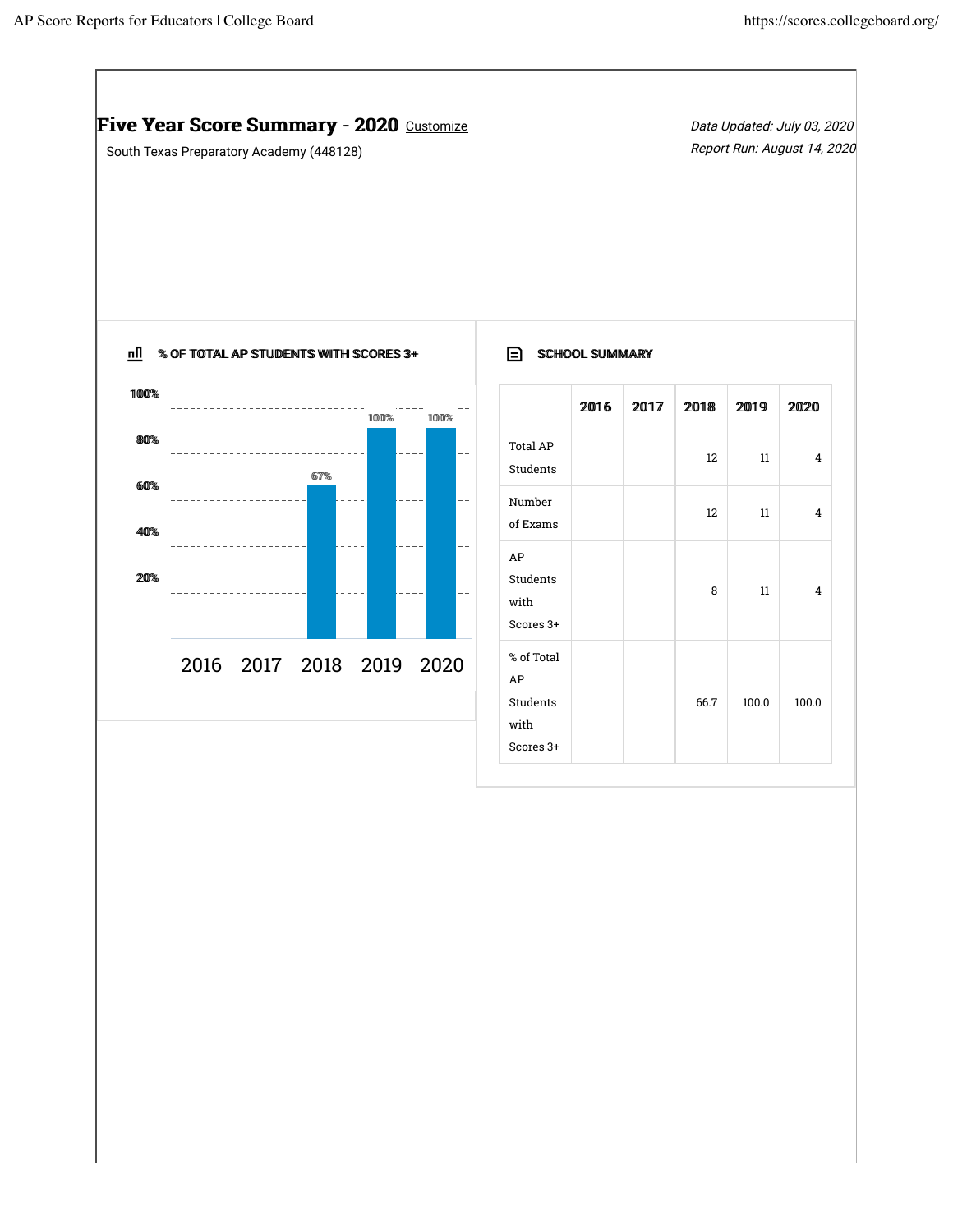# Five Year Score Summary - 2020 Customize

South Texas Preparatory Academy (448128)

*Data Updated: July 03, 2020*

*Report Run: August 14, 2020*

## % OF TOTAL AP STUDENTS WITH SCORES 3+

| | 2016 | 2017 | 2018 | 2019 | 2020 |
|---|---|---|---|---|---|
| % | | | 67% | 100% | 100% |

## SCHOOL SUMMARY

| | 2016 | 2017 | 2018 | 2019 | 2020 |
|---|---|---|---|---|---|
| Total AP Students | | | 12 | 11 | 4 |
| Number of Exams | | | 12 | 11 | 4 |
| AP Students with Scores 3+ | | | 8 | 11 | 4 |
| % of Total AP Students with Scores 3+ | | | 66.7 | 100.0 | 100.0 |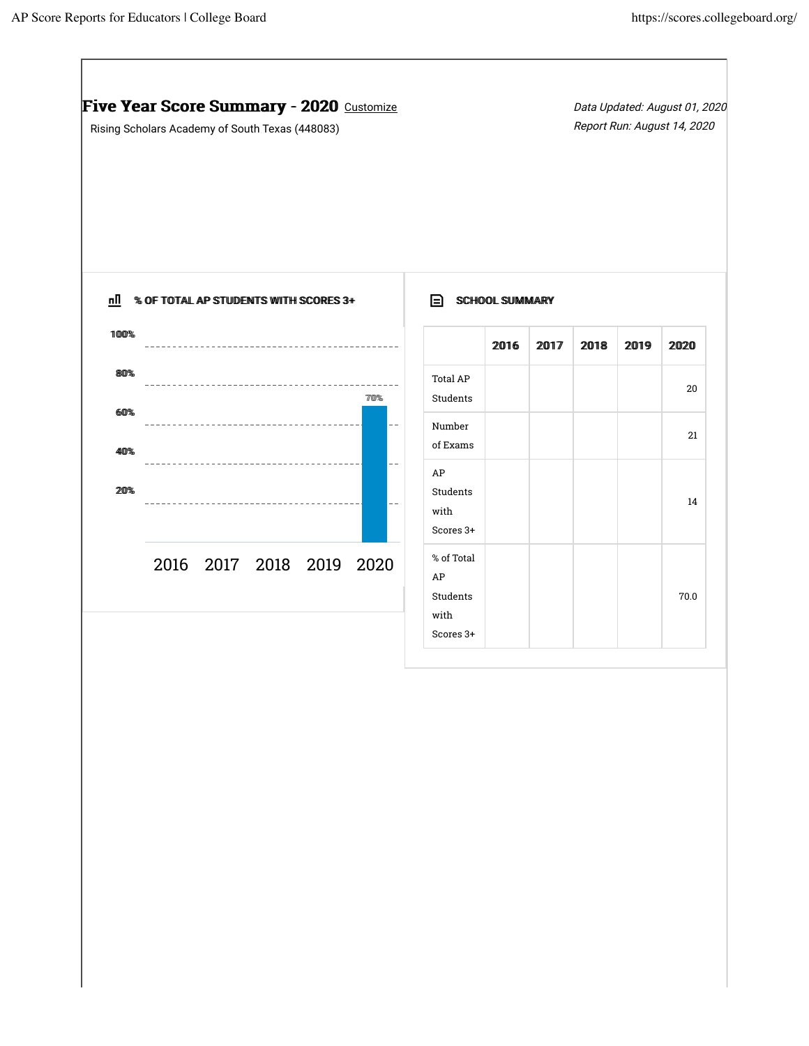# Five Year Score Summary - 2020 Customize

Rising Scholars Academy of South Texas (448083)

*Data Updated: August 01, 2020*
*Report Run: August 14, 2020*

## % OF TOTAL AP STUDENTS WITH SCORES 3+

100%
80%
60%
40%
20%

70%

2016 2017 2018 2019 2020

## SCHOOL SUMMARY

| | 2016 | 2017 | 2018 | 2019 | 2020 |
|---|---|---|---|---|---|
| Total AP Students | | | | | 20 |
| Number of Exams | | | | | 21 |
| AP Students with Scores 3+ | | | | | 14 |
| % of Total AP Students with Scores 3+ | | | | | 70.0 |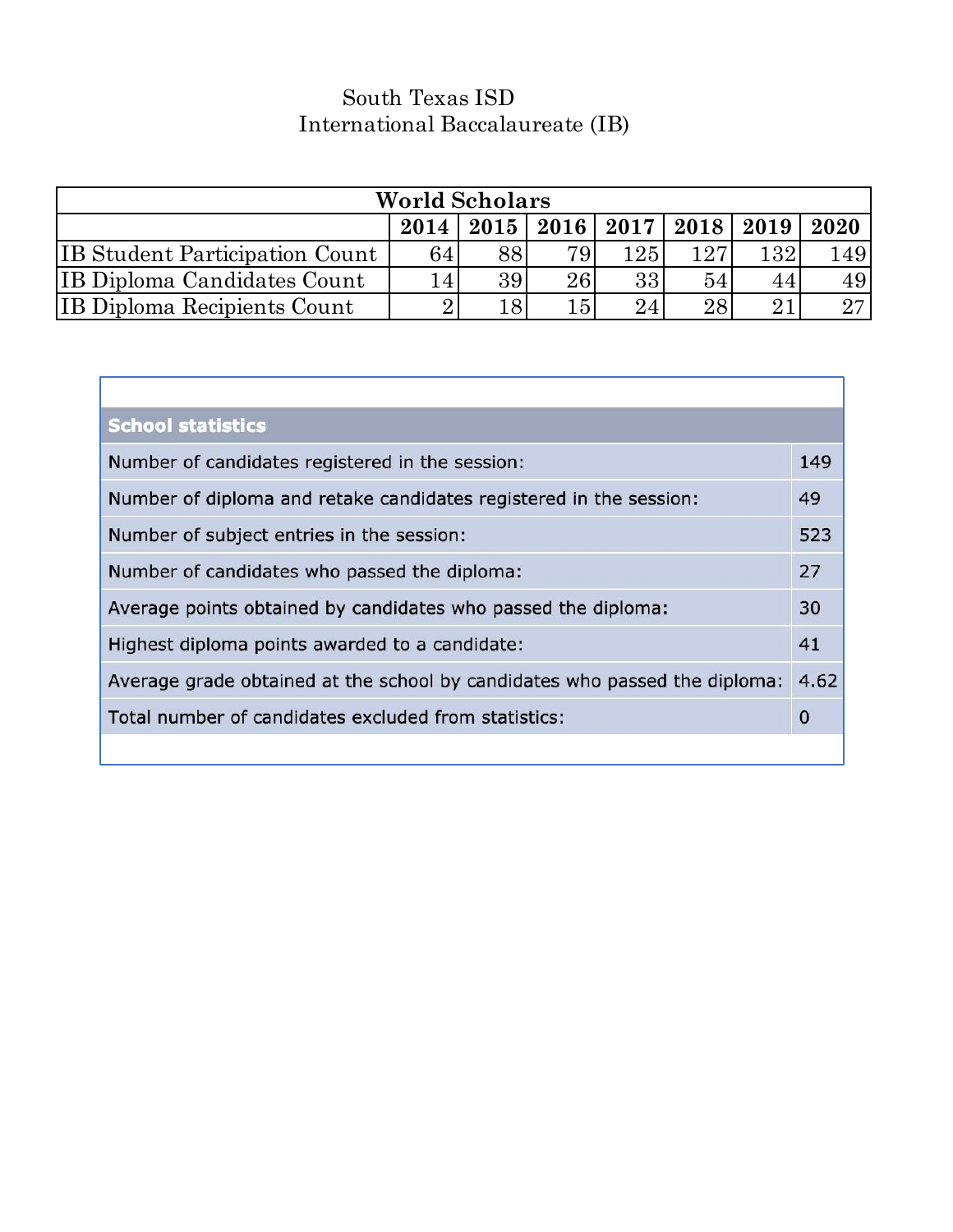# South Texas ISD
## International Baccalaureate (IB)

| World Scholars | | | | | | | |
|---|---|---|---|---|---|---|---|
| | 2014 | 2015 | 2016 | 2017 | 2018 | 2019 | 2020 |
| IB Student Participation Count | 64 | 88 | 79 | 125 | 127 | 132 | 149 |
| IB Diploma Candidates Count | 14 | 39 | 26 | 33 | 54 | 44 | 49 |
| IB Diploma Recipients Count | 2 | 18 | 15 | 24 | 28 | 21 | 27 |

| School statistics | |
|---|---|
| Number of candidates registered in the session: | 149 |
| Number of diploma and retake candidates registered in the session: | 49 |
| Number of subject entries in the session: | 523 |
| Number of candidates who passed the diploma: | 27 |
| Average points obtained by candidates who passed the diploma: | 30 |
| Highest diploma points awarded to a candidate: | 41 |
| Average grade obtained at the school by candidates who passed the diploma: | 4.62 |
| Total number of candidates excluded from statistics: | 0 |